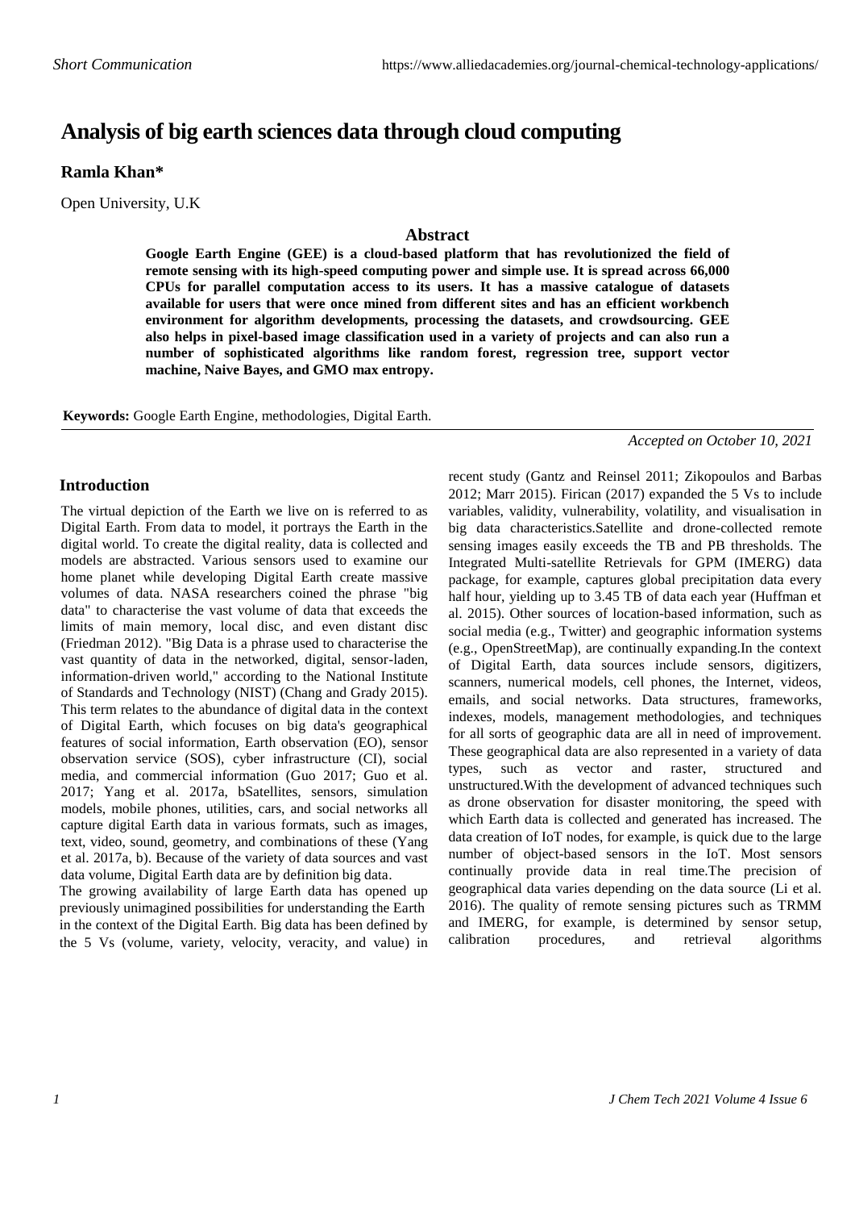*Short Communication*

# Analysis of big earth sciences data through cloud computing

**Ramla Khan***

Open University, U.K

## Abstract

**Google Earth Engine (GEE) is a cloud-based platform that has revolutionized the field of remote sensing with its high-speed computing power and simple use. It is spread across 66,000 CPUs for parallel computation access to its users. It has a massive catalogue of datasets available for users that were once mined from different sites and has an efficient workbench environment for algorithm developments, processing the datasets, and crowdsourcing. GEE also helps in pixel-based image classification used in a variety of projects and can also run a number of sophisticated algorithms like random forest, regression tree, support vector machine, Naive Bayes, and GMO max entropy.**

**Keywords:** Google Earth Engine, methodologies, Digital Earth.

*Accepted on October 10, 2021*

## Introduction

The virtual depiction of the Earth we live on is referred to as Digital Earth. From data to model, it portrays the Earth in the digital world. To create the digital reality, data is collected and models are abstracted. Various sensors used to examine our home planet while developing Digital Earth create massive volumes of data. NASA researchers coined the phrase "big data" to characterise the vast volume of data that exceeds the limits of main memory, local disc, and even distant disc (Friedman 2012). "Big Data is a phrase used to characterise the vast quantity of data in the networked, digital, sensor-laden, information-driven world," according to the National Institute of Standards and Technology (NIST) (Chang and Grady 2015). This term relates to the abundance of digital data in the context of Digital Earth, which focuses on big data's geographical features of social information, Earth observation (EO), sensor observation service (SOS), cyber infrastructure (CI), social media, and commercial information (Guo 2017; Guo et al. 2017; Yang et al. 2017a, bSatellites, sensors, simulation models, mobile phones, utilities, cars, and social networks all capture digital Earth data in various formats, such as images, text, video, sound, geometry, and combinations of these (Yang et al. 2017a, b). Because of the variety of data sources and vast data volume, Digital Earth data are by definition big data.

The growing availability of large Earth data has opened up previously unimagined possibilities for understanding the Earth in the context of the Digital Earth. Big data has been defined by the 5 Vs (volume, variety, velocity, veracity, and value) in recent study (Gantz and Reinsel 2011; Zikopoulos and Barbas 2012; Marr 2015). Firican (2017) expanded the 5 Vs to include variables, validity, vulnerability, volatility, and visualisation in big data characteristics.Satellite and drone-collected remote sensing images easily exceeds the TB and PB thresholds. The Integrated Multi-satellite Retrievals for GPM (IMERG) data package, for example, captures global precipitation data every half hour, yielding up to 3.45 TB of data each year (Huffman et al. 2015). Other sources of location-based information, such as social media (e.g., Twitter) and geographic information systems (e.g., OpenStreetMap), are continually expanding.In the context of Digital Earth, data sources include sensors, digitizers, scanners, numerical models, cell phones, the Internet, videos, emails, and social networks. Data structures, frameworks, indexes, models, management methodologies, and techniques for all sorts of geographic data are all in need of improvement. These geographical data are also represented in a variety of data types, such as vector and raster, structured and unstructured.With the development of advanced techniques such as drone observation for disaster monitoring, the speed with which Earth data is collected and generated has increased. The data creation of IoT nodes, for example, is quick due to the large number of object-based sensors in the IoT. Most sensors continually provide data in real time.The precision of geographical data varies depending on the data source (Li et al. 2016). The quality of remote sensing pictures such as TRMM and IMERG, for example, is determined by sensor setup, calibration procedures, and retrieval algorithms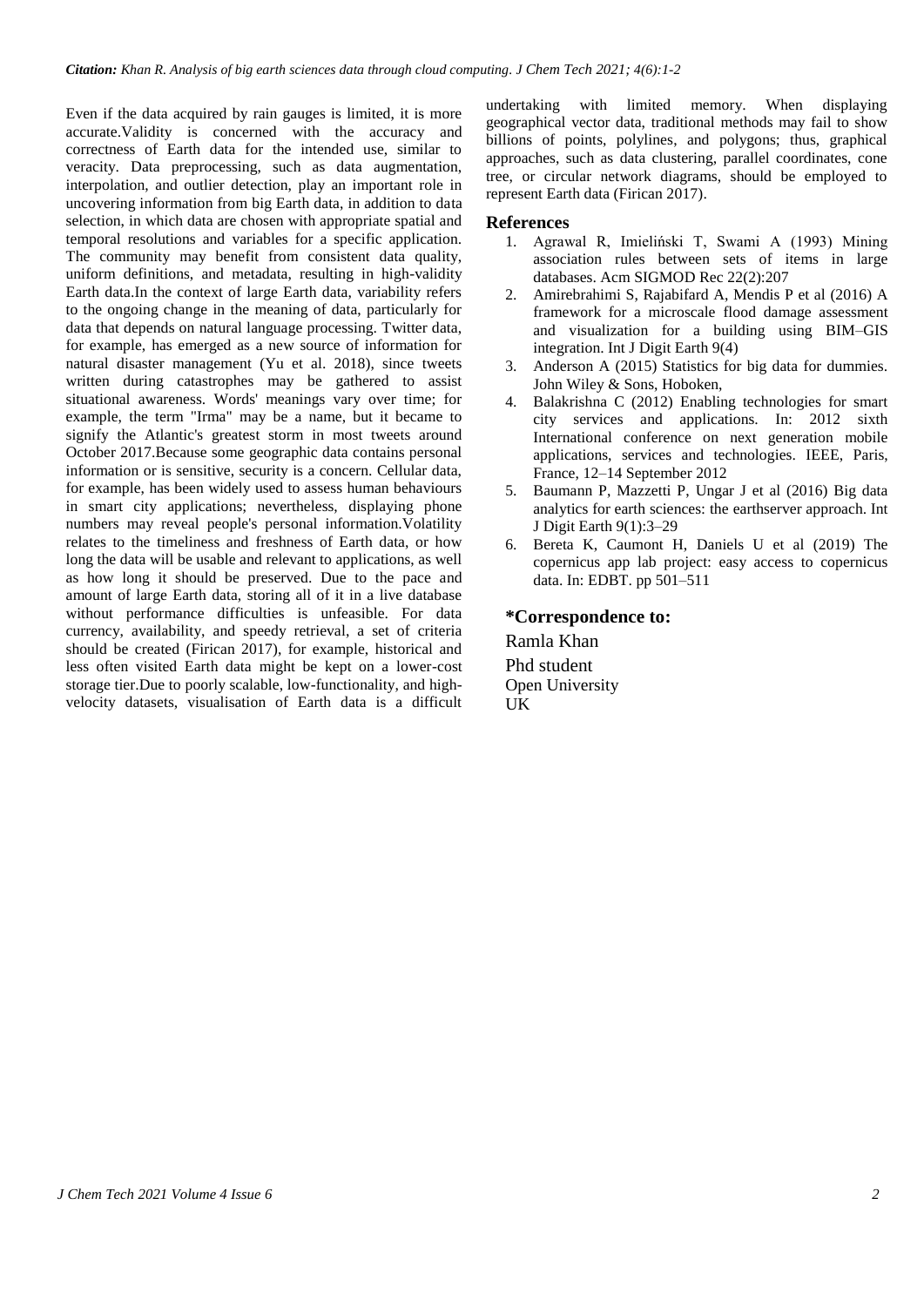Even if the data acquired by rain gauges is limited, it is more accurate.Validity is concerned with the accuracy and correctness of Earth data for the intended use, similar to veracity. Data preprocessing, such as data augmentation, interpolation, and outlier detection, play an important role in uncovering information from big Earth data, in addition to data selection, in which data are chosen with appropriate spatial and temporal resolutions and variables for a specific application. The community may benefit from consistent data quality, uniform definitions, and metadata, resulting in high-validity Earth data.In the context of large Earth data, variability refers to the ongoing change in the meaning of data, particularly for data that depends on natural language processing. Twitter data, for example, has emerged as a new source of information for natural disaster management (Yu et al. 2018), since tweets written during catastrophes may be gathered to assist situational awareness. Words' meanings vary over time; for example, the term "Irma" may be a name, but it became to signify the Atlantic's greatest storm in most tweets around October 2017.Because some geographic data contains personal information or is sensitive, security is a concern. Cellular data, for example, has been widely used to assess human behaviours in smart city applications; nevertheless, displaying phone numbers may reveal people's personal information.Volatility relates to the timeliness and freshness of Earth data, or how long the data will be usable and relevant to applications, as well as how long it should be preserved. Due to the pace and amount of large Earth data, storing all of it in a live database without performance difficulties is unfeasible. For data currency, availability, and speedy retrieval, a set of criteria should be created (Firican 2017), for example, historical and less often visited Earth data might be kept on a lower-cost storage tier.Due to poorly scalable, low-functionality, and high-velocity datasets, visualisation of Earth data is a difficult undertaking with limited memory. When displaying geographical vector data, traditional methods may fail to show billions of points, polylines, and polygons; thus, graphical approaches, such as data clustering, parallel coordinates, cone tree, or circular network diagrams, should be employed to represent Earth data (Firican 2017).

## References

1. Agrawal R, Imieliński T, Swami A (1993) Mining association rules between sets of items in large databases. Acm SIGMOD Rec 22(2):207
2. Amirebrahimi S, Rajabifard A, Mendis P et al (2016) A framework for a microscale flood damage assessment and visualization for a building using BIM–GIS integration. Int J Digit Earth 9(4)
3. Anderson A (2015) Statistics for big data for dummies. John Wiley & Sons, Hoboken,
4. Balakrishna C (2012) Enabling technologies for smart city services and applications. In: 2012 sixth International conference on next generation mobile applications, services and technologies. IEEE, Paris, France, 12–14 September 2012
5. Baumann P, Mazzetti P, Ungar J et al (2016) Big data analytics for earth sciences: the earthserver approach. Int J Digit Earth 9(1):3–29
6. Bereta K, Caumont H, Daniels U et al (2019) The copernicus app lab project: easy access to copernicus data. In: EDBT. pp 501–511

## *Correspondence to:

Ramla Khan

Phd student

Open University

UK